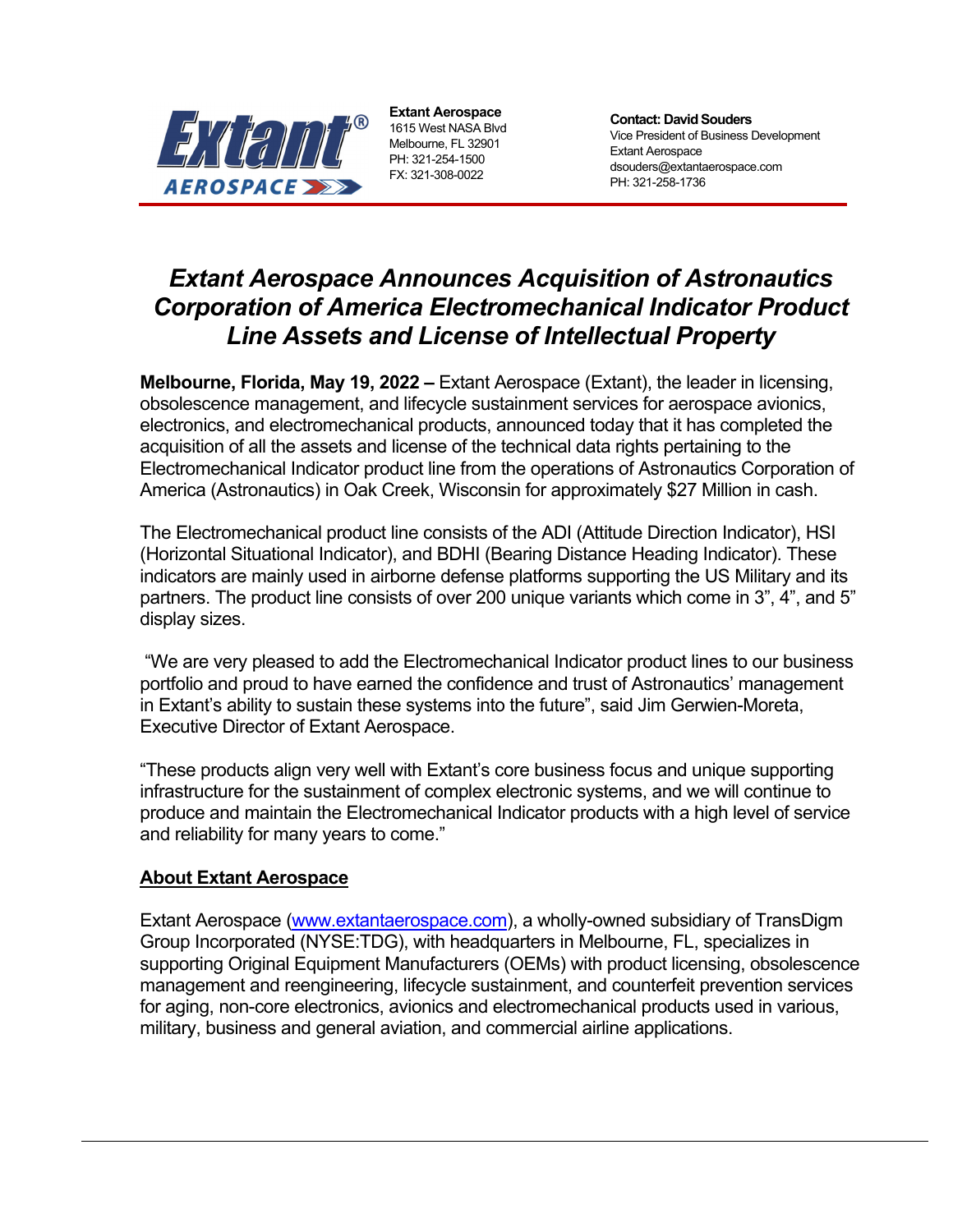**Extant Aerospace**
1615 West NASA Blvd
Melbourne, FL 32901
PH: 321-254-1500
FX: 321-308-0022

**Contact: David Souders**
Vice President of Business Development
Extant Aerospace
dsouders@extantaerospace.com
PH: 321-258-1736

# *Extant Aerospace Announces Acquisition of Astronautics Corporation of America Electromechanical Indicator Product Line Assets and License of Intellectual Property*

**Melbourne, Florida, May 19, 2022 –** Extant Aerospace (Extant), the leader in licensing, obsolescence management, and lifecycle sustainment services for aerospace avionics, electronics, and electromechanical products, announced today that it has completed the acquisition of all the assets and license of the technical data rights pertaining to the Electromechanical Indicator product line from the operations of Astronautics Corporation of America (Astronautics) in Oak Creek, Wisconsin for approximately $27 Million in cash.

The Electromechanical product line consists of the ADI (Attitude Direction Indicator), HSI (Horizontal Situational Indicator), and BDHI (Bearing Distance Heading Indicator). These indicators are mainly used in airborne defense platforms supporting the US Military and its partners. The product line consists of over 200 unique variants which come in 3", 4", and 5" display sizes.

"We are very pleased to add the Electromechanical Indicator product lines to our business portfolio and proud to have earned the confidence and trust of Astronautics' management in Extant's ability to sustain these systems into the future", said Jim Gerwien-Moreta, Executive Director of Extant Aerospace.

"These products align very well with Extant's core business focus and unique supporting infrastructure for the sustainment of complex electronic systems, and we will continue to produce and maintain the Electromechanical Indicator products with a high level of service and reliability for many years to come."

## About Extant Aerospace

Extant Aerospace (www.extantaerospace.com), a wholly-owned subsidiary of TransDigm Group Incorporated (NYSE:TDG), with headquarters in Melbourne, FL, specializes in supporting Original Equipment Manufacturers (OEMs) with product licensing, obsolescence management and reengineering, lifecycle sustainment, and counterfeit prevention services for aging, non-core electronics, avionics and electromechanical products used in various, military, business and general aviation, and commercial airline applications.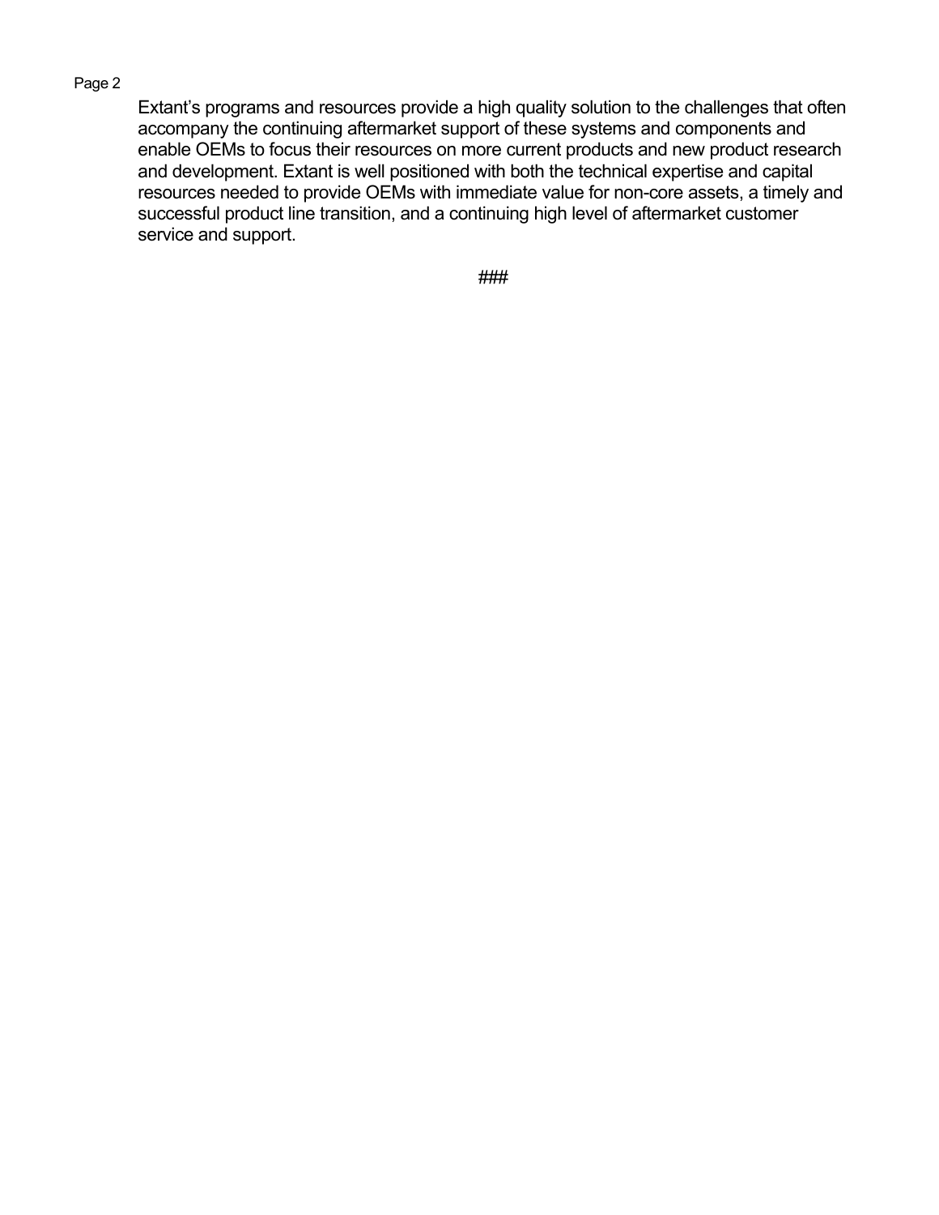Extant's programs and resources provide a high quality solution to the challenges that often accompany the continuing aftermarket support of these systems and components and enable OEMs to focus their resources on more current products and new product research and development. Extant is well positioned with both the technical expertise and capital resources needed to provide OEMs with immediate value for non-core assets, a timely and successful product line transition, and a continuing high level of aftermarket customer service and support.

###